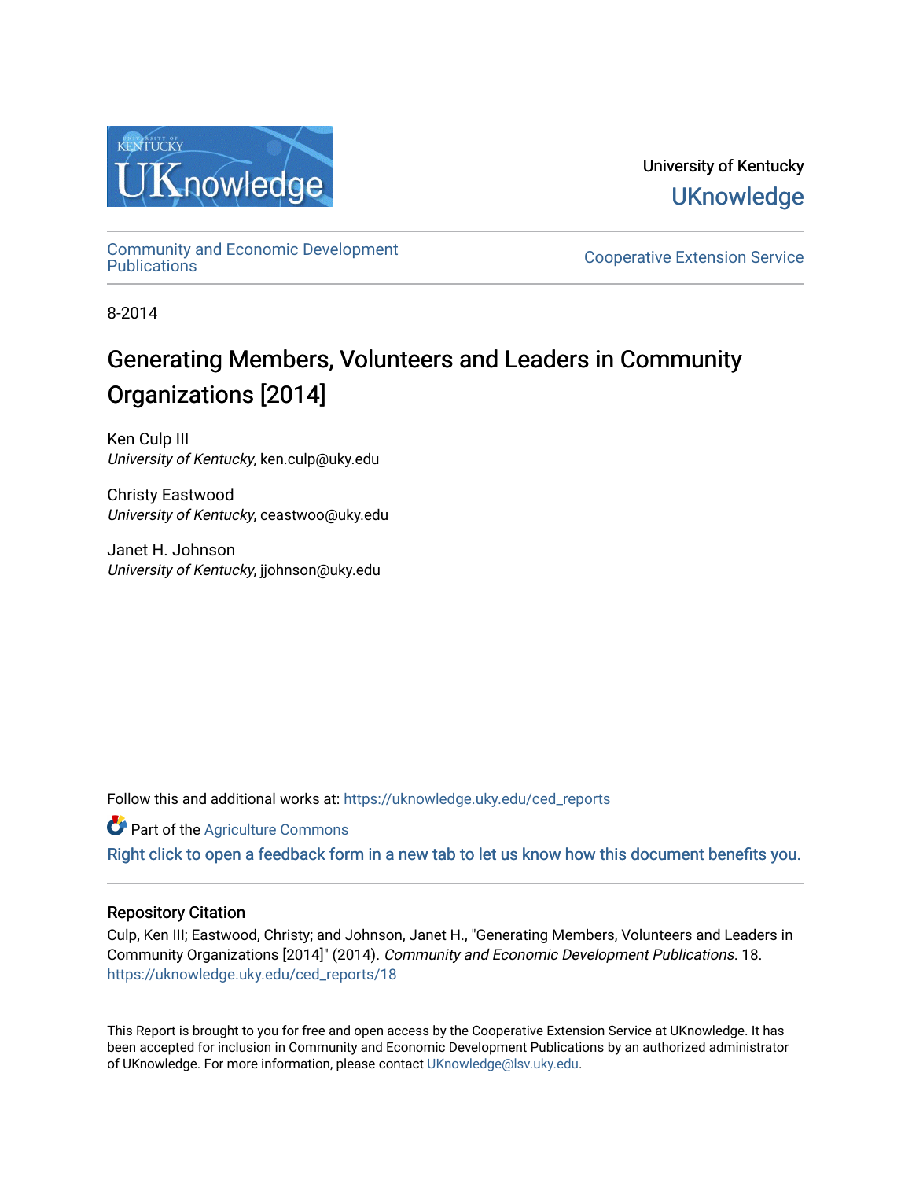University of Kentucky

UKnowledge

Community and Economic Development Publications

Cooperative Extension Service

8-2014

# Generating Members, Volunteers and Leaders in Community Organizations [2014]

Ken Culp III
*University of Kentucky*, ken.culp@uky.edu

Christy Eastwood
*University of Kentucky*, ceastwoo@uky.edu

Janet H. Johnson
*University of Kentucky*, jjohnson@uky.edu

Follow this and additional works at: https://uknowledge.uky.edu/ced_reports

Part of the Agriculture Commons

Right click to open a feedback form in a new tab to let us know how this document benefits you.

## Repository Citation

Culp, Ken III; Eastwood, Christy; and Johnson, Janet H., "Generating Members, Volunteers and Leaders in Community Organizations [2014]" (2014). *Community and Economic Development Publications*. 18.
https://uknowledge.uky.edu/ced_reports/18

This Report is brought to you for free and open access by the Cooperative Extension Service at UKnowledge. It has been accepted for inclusion in Community and Economic Development Publications by an authorized administrator of UKnowledge. For more information, please contact UKnowledge@lsv.uky.edu.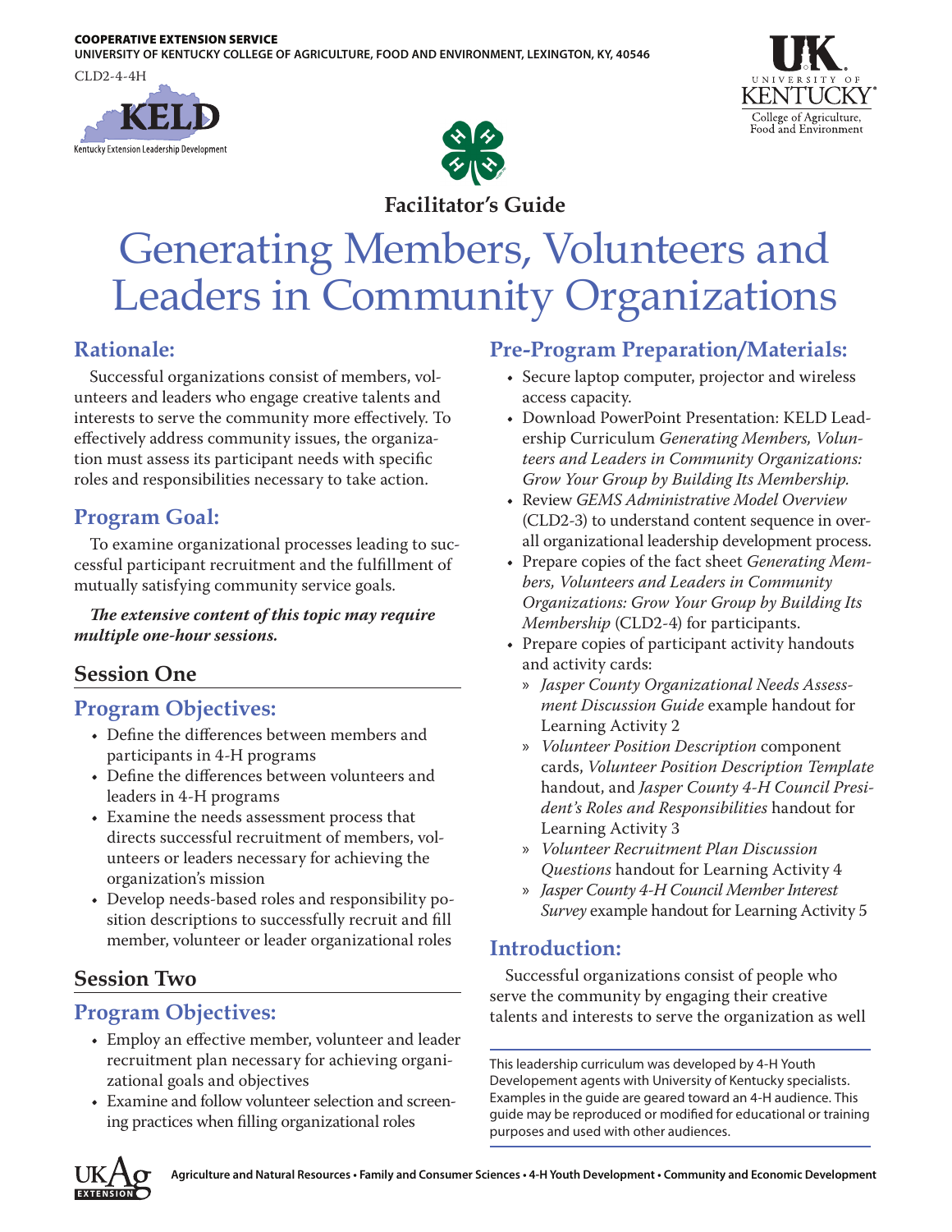COOPERATIVE EXTENSION SERVICE
UNIVERSITY OF KENTUCKY COLLEGE OF AGRICULTURE, FOOD AND ENVIRONMENT, LEXINGTON, KY, 40546

CLD2-4-4H

**Facilitator's Guide**

# Generating Members, Volunteers and Leaders in Community Organizations

## Rationale:

Successful organizations consist of members, volunteers and leaders who engage creative talents and interests to serve the community more effectively. To effectively address community issues, the organization must assess its participant needs with specific roles and responsibilities necessary to take action.

## Program Goal:

To examine organizational processes leading to successful participant recruitment and the fulfillment of mutually satisfying community service goals.

***The extensive content of this topic may require multiple one-hour sessions.***

### Session One

## Program Objectives:

- Define the differences between members and participants in 4-H programs
- Define the differences between volunteers and leaders in 4-H programs
- Examine the needs assessment process that directs successful recruitment of members, volunteers or leaders necessary for achieving the organization's mission
- Develop needs-based roles and responsibility position descriptions to successfully recruit and fill member, volunteer or leader organizational roles

### Session Two

## Program Objectives:

- Employ an effective member, volunteer and leader recruitment plan necessary for achieving organizational goals and objectives
- Examine and follow volunteer selection and screening practices when filling organizational roles

## Pre-Program Preparation/Materials:

- Secure laptop computer, projector and wireless access capacity.
- Download PowerPoint Presentation: KELD Leadership Curriculum *Generating Members, Volunteers and Leaders in Community Organizations: Grow Your Group by Building Its Membership.*
- Review *GEMS Administrative Model Overview* (CLD2-3) to understand content sequence in overall organizational leadership development process.
- Prepare copies of the fact sheet *Generating Members, Volunteers and Leaders in Community Organizations: Grow Your Group by Building Its Membership* (CLD2-4) for participants.
- Prepare copies of participant activity handouts and activity cards:
  - *Jasper County Organizational Needs Assessment Discussion Guide* example handout for Learning Activity 2
  - *Volunteer Position Description* component cards, *Volunteer Position Description Template* handout, and *Jasper County 4-H Council President's Roles and Responsibilities* handout for Learning Activity 3
  - *Volunteer Recruitment Plan Discussion Questions* handout for Learning Activity 4
  - *Jasper County 4-H Council Member Interest Survey* example handout for Learning Activity 5

## Introduction:

Successful organizations consist of people who serve the community by engaging their creative talents and interests to serve the organization as well

This leadership curriculum was developed by 4-H Youth Developement agents with University of Kentucky specialists. Examples in the guide are geared toward an 4-H audience. This guide may be reproduced or modified for educational or training purposes and used with other audiences.

Agriculture and Natural Resources • Family and Consumer Sciences • 4-H Youth Development • Community and Economic Development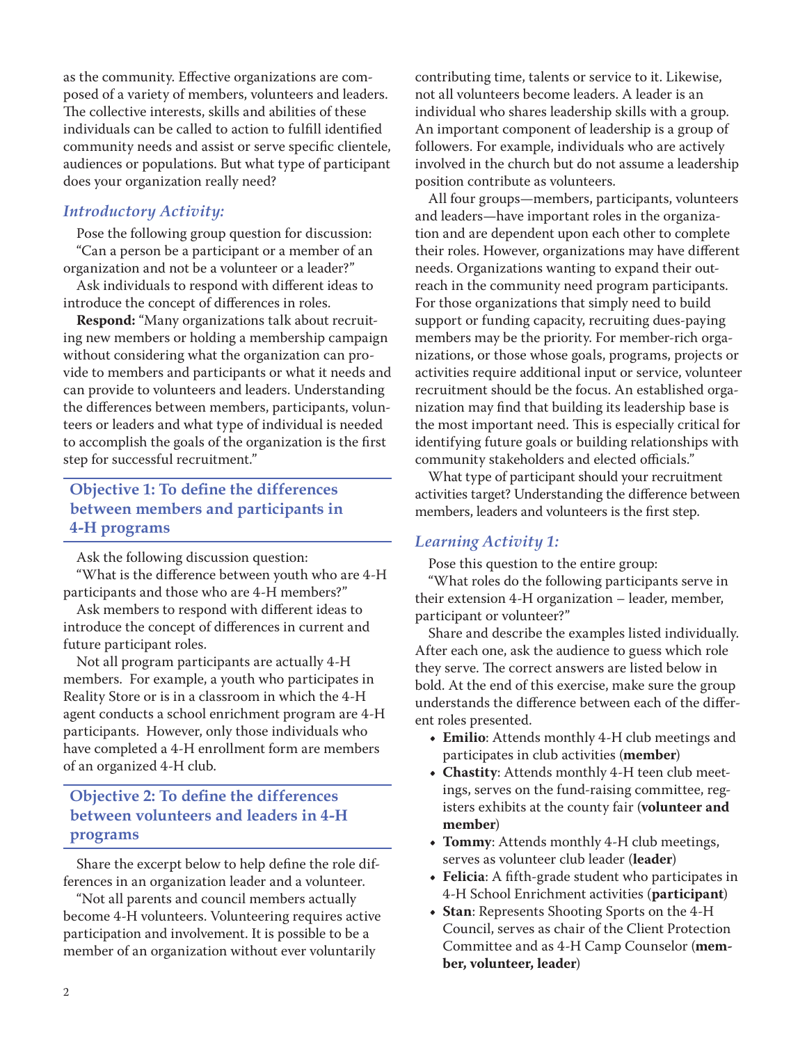as the community. Effective organizations are composed of a variety of members, volunteers and leaders. The collective interests, skills and abilities of these individuals can be called to action to fulfill identified community needs and assist or serve specific clientele, audiences or populations. But what type of participant does your organization really need?

### *Introductory Activity:*

Pose the following group question for discussion: "Can a person be a participant or a member of an organization and not be a volunteer or a leader?"

Ask individuals to respond with different ideas to introduce the concept of differences in roles.

**Respond:** "Many organizations talk about recruiting new members or holding a membership campaign without considering what the organization can provide to members and participants or what it needs and can provide to volunteers and leaders. Understanding the differences between members, participants, volunteers or leaders and what type of individual is needed to accomplish the goals of the organization is the first step for successful recruitment."

## Objective 1: To define the differences between members and participants in 4-H programs

Ask the following discussion question:

"What is the difference between youth who are 4-H participants and those who are 4-H members?"

Ask members to respond with different ideas to introduce the concept of differences in current and future participant roles.

Not all program participants are actually 4-H members. For example, a youth who participates in Reality Store or is in a classroom in which the 4-H agent conducts a school enrichment program are 4-H participants. However, only those individuals who have completed a 4-H enrollment form are members of an organized 4-H club.

## Objective 2: To define the differences between volunteers and leaders in 4-H programs

Share the excerpt below to help define the role differences in an organization leader and a volunteer.

"Not all parents and council members actually become 4-H volunteers. Volunteering requires active participation and involvement. It is possible to be a member of an organization without ever voluntarily contributing time, talents or service to it. Likewise, not all volunteers become leaders. A leader is an individual who shares leadership skills with a group. An important component of leadership is a group of followers. For example, individuals who are actively involved in the church but do not assume a leadership position contribute as volunteers.

All four groups—members, participants, volunteers and leaders—have important roles in the organization and are dependent upon each other to complete their roles. However, organizations may have different needs. Organizations wanting to expand their outreach in the community need program participants. For those organizations that simply need to build support or funding capacity, recruiting dues-paying members may be the priority. For member-rich organizations, or those whose goals, programs, projects or activities require additional input or service, volunteer recruitment should be the focus. An established organization may find that building its leadership base is the most important need. This is especially critical for identifying future goals or building relationships with community stakeholders and elected officials."

What type of participant should your recruitment activities target? Understanding the difference between members, leaders and volunteers is the first step.

### *Learning Activity 1:*

Pose this question to the entire group:

"What roles do the following participants serve in their extension 4-H organization – leader, member, participant or volunteer?"

Share and describe the examples listed individually. After each one, ask the audience to guess which role they serve. The correct answers are listed below in bold. At the end of this exercise, make sure the group understands the difference between each of the different roles presented.

- **Emilio**: Attends monthly 4-H club meetings and participates in club activities (**member**)
- **Chastity**: Attends monthly 4-H teen club meetings, serves on the fund-raising committee, registers exhibits at the county fair (**volunteer and member**)
- **Tommy**: Attends monthly 4-H club meetings, serves as volunteer club leader (**leader**)
- **Felicia**: A fifth-grade student who participates in 4-H School Enrichment activities (**participant**)
- **Stan**: Represents Shooting Sports on the 4-H Council, serves as chair of the Client Protection Committee and as 4-H Camp Counselor (**member, volunteer, leader**)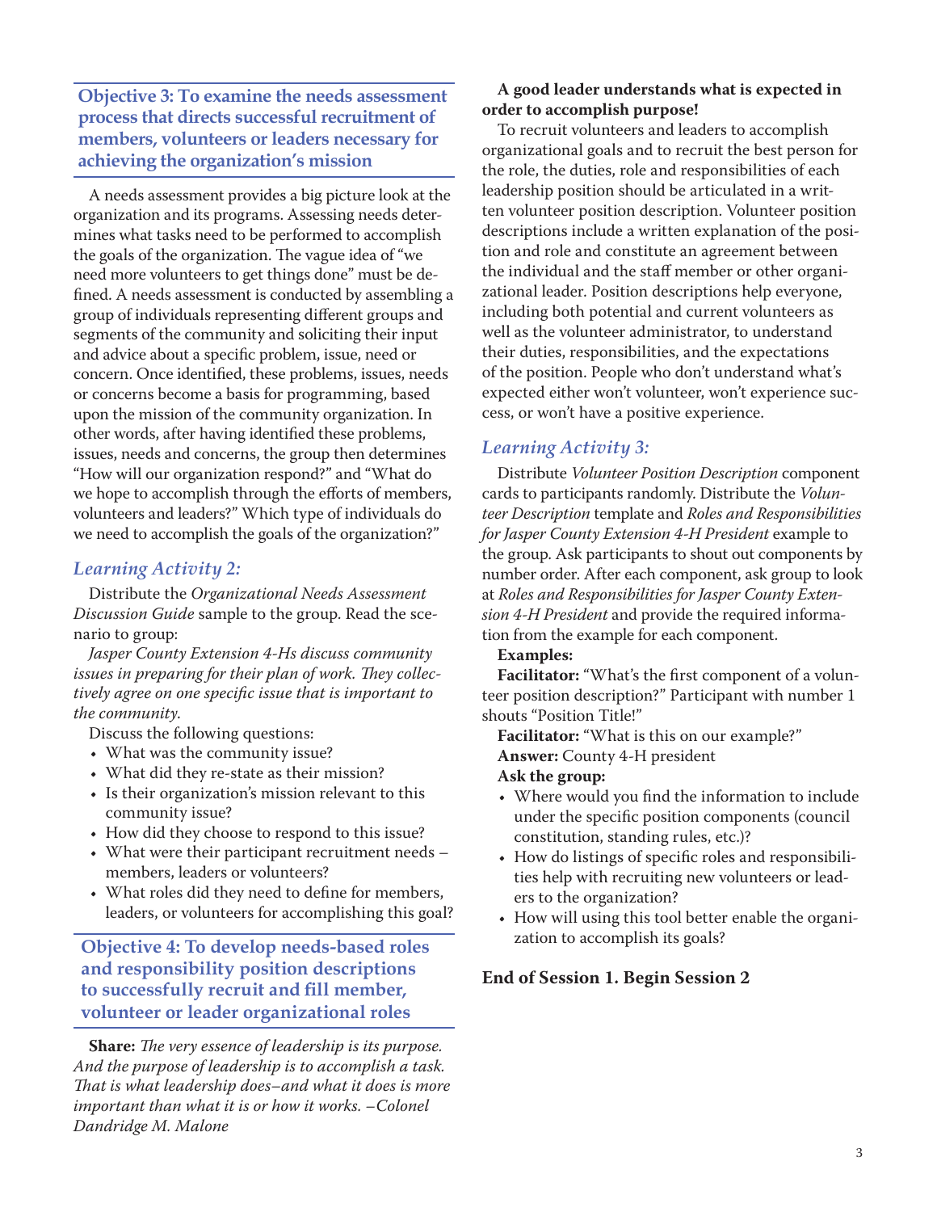## Objective 3: To examine the needs assessment process that directs successful recruitment of members, volunteers or leaders necessary for achieving the organization's mission

A needs assessment provides a big picture look at the organization and its programs. Assessing needs determines what tasks need to be performed to accomplish the goals of the organization. The vague idea of "we need more volunteers to get things done" must be defined. A needs assessment is conducted by assembling a group of individuals representing different groups and segments of the community and soliciting their input and advice about a specific problem, issue, need or concern. Once identified, these problems, issues, needs or concerns become a basis for programming, based upon the mission of the community organization. In other words, after having identified these problems, issues, needs and concerns, the group then determines "How will our organization respond?" and "What do we hope to accomplish through the efforts of members, volunteers and leaders?" Which type of individuals do we need to accomplish the goals of the organization?"

### *Learning Activity 2:*

Distribute the *Organizational Needs Assessment Discussion Guide* sample to the group. Read the scenario to group:

*Jasper County Extension 4-Hs discuss community issues in preparing for their plan of work. They collectively agree on one specific issue that is important to the community.*

Discuss the following questions:

- What was the community issue?
- What did they re-state as their mission?
- Is their organization's mission relevant to this community issue?
- How did they choose to respond to this issue?
- What were their participant recruitment needs – members, leaders or volunteers?
- What roles did they need to define for members, leaders, or volunteers for accomplishing this goal?

## Objective 4: To develop needs-based roles and responsibility position descriptions to successfully recruit and fill member, volunteer or leader organizational roles

**Share:** *The very essence of leadership is its purpose. And the purpose of leadership is to accomplish a task. That is what leadership does–and what it does is more important than what it is or how it works. –Colonel Dandridge M. Malone*

**A good leader understands what is expected in order to accomplish purpose!**

To recruit volunteers and leaders to accomplish organizational goals and to recruit the best person for the role, the duties, role and responsibilities of each leadership position should be articulated in a written volunteer position description. Volunteer position descriptions include a written explanation of the position and role and constitute an agreement between the individual and the staff member or other organizational leader. Position descriptions help everyone, including both potential and current volunteers as well as the volunteer administrator, to understand their duties, responsibilities, and the expectations of the position. People who don't understand what's expected either won't volunteer, won't experience success, or won't have a positive experience.

### *Learning Activity 3:*

Distribute *Volunteer Position Description* component cards to participants randomly. Distribute the *Volunteer Description* template and *Roles and Responsibilities for Jasper County Extension 4-H President* example to the group. Ask participants to shout out components by number order. After each component, ask group to look at *Roles and Responsibilities for Jasper County Extension 4-H President* and provide the required information from the example for each component.

**Examples:**

**Facilitator:** "What's the first component of a volunteer position description?" Participant with number 1 shouts "Position Title!"

**Facilitator:** "What is this on our example?"

**Answer:** County 4-H president

**Ask the group:**

- Where would you find the information to include under the specific position components (council constitution, standing rules, etc.)?
- How do listings of specific roles and responsibilities help with recruiting new volunteers or leaders to the organization?
- How will using this tool better enable the organization to accomplish its goals?

**End of Session 1. Begin Session 2**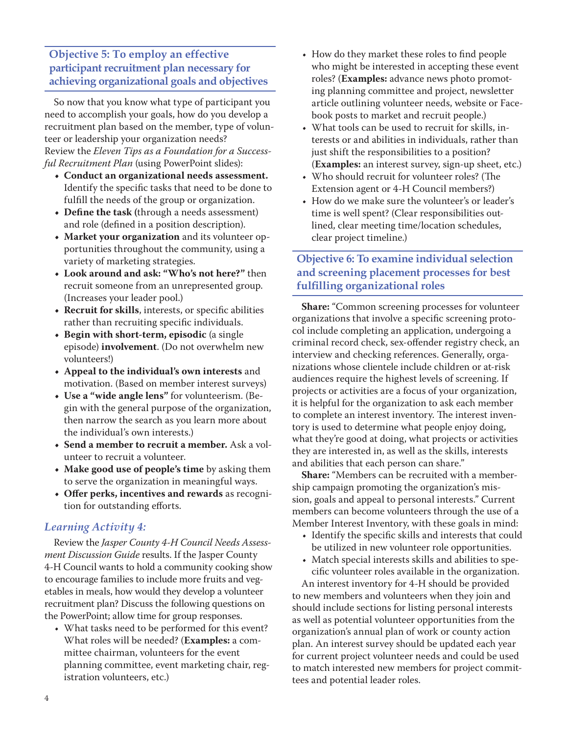## Objective 5: To employ an effective participant recruitment plan necessary for achieving organizational goals and objectives

So now that you know what type of participant you need to accomplish your goals, how do you develop a recruitment plan based on the member, type of volunteer or leadership your organization needs? Review the *Eleven Tips as a Foundation for a Successful Recruitment Plan* (using PowerPoint slides):

- **Conduct an organizational needs assessment.** Identify the specific tasks that need to be done to fulfill the needs of the group or organization.
- **Define the task (**through a needs assessment) and role (defined in a position description).
- **Market your organization** and its volunteer opportunities throughout the community, using a variety of marketing strategies.
- **Look around and ask: "Who's not here?"** then recruit someone from an unrepresented group. (Increases your leader pool.)
- **Recruit for skills**, interests, or specific abilities rather than recruiting specific individuals.
- **Begin with short-term, episodic** (a single episode) **involvement**. (Do not overwhelm new volunteers!)
- **Appeal to the individual's own interests** and motivation. (Based on member interest surveys)
- **Use a "wide angle lens"** for volunteerism. (Begin with the general purpose of the organization, then narrow the search as you learn more about the individual's own interests.)
- **Send a member to recruit a member.** Ask a volunteer to recruit a volunteer.
- **Make good use of people's time** by asking them to serve the organization in meaningful ways.
- **Offer perks, incentives and rewards** as recognition for outstanding efforts.

### *Learning Activity 4:*

Review the *Jasper County 4-H Council Needs Assessment Discussion Guide* results. If the Jasper County 4-H Council wants to hold a community cooking show to encourage families to include more fruits and vegetables in meals, how would they develop a volunteer recruitment plan? Discuss the following questions on the PowerPoint; allow time for group responses.

- What tasks need to be performed for this event? What roles will be needed? (**Examples:** a committee chairman, volunteers for the event planning committee, event marketing chair, registration volunteers, etc.)
- How do they market these roles to find people who might be interested in accepting these event roles? (**Examples:** advance news photo promoting planning committee and project, newsletter article outlining volunteer needs, website or Facebook posts to market and recruit people.)
- What tools can be used to recruit for skills, interests or and abilities in individuals, rather than just shift the responsibilities to a position? (**Examples:** an interest survey, sign-up sheet, etc.)
- Who should recruit for volunteer roles? (The Extension agent or 4-H Council members?)
- How do we make sure the volunteer's or leader's time is well spent? (Clear responsibilities outlined, clear meeting time/location schedules, clear project timeline.)

## Objective 6: To examine individual selection and screening placement processes for best fulfilling organizational roles

**Share:** "Common screening processes for volunteer organizations that involve a specific screening protocol include completing an application, undergoing a criminal record check, sex-offender registry check, an interview and checking references. Generally, organizations whose clientele include children or at-risk audiences require the highest levels of screening. If projects or activities are a focus of your organization, it is helpful for the organization to ask each member to complete an interest inventory. The interest inventory is used to determine what people enjoy doing, what they're good at doing, what projects or activities they are interested in, as well as the skills, interests and abilities that each person can share."

**Share:** "Members can be recruited with a membership campaign promoting the organization's mission, goals and appeal to personal interests." Current members can become volunteers through the use of a Member Interest Inventory, with these goals in mind:

- Identify the specific skills and interests that could be utilized in new volunteer role opportunities.
- Match special interests skills and abilities to specific volunteer roles available in the organization.

An interest inventory for 4-H should be provided to new members and volunteers when they join and should include sections for listing personal interests as well as potential volunteer opportunities from the organization's annual plan of work or county action plan. An interest survey should be updated each year for current project volunteer needs and could be used to match interested new members for project committees and potential leader roles.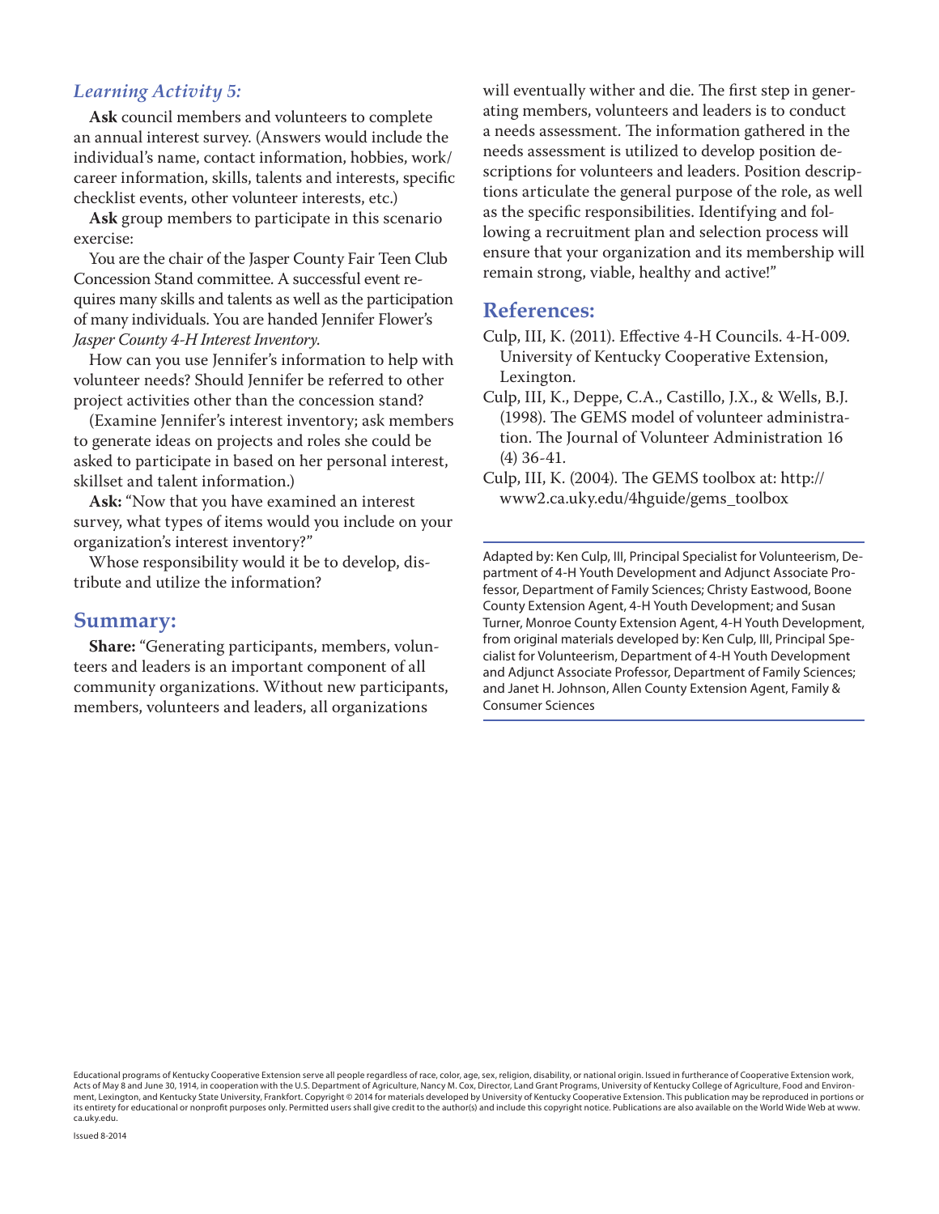### *Learning Activity 5:*

**Ask** council members and volunteers to complete an annual interest survey. (Answers would include the individual's name, contact information, hobbies, work/career information, skills, talents and interests, specific checklist events, other volunteer interests, etc.)

**Ask** group members to participate in this scenario exercise:

You are the chair of the Jasper County Fair Teen Club Concession Stand committee. A successful event requires many skills and talents as well as the participation of many individuals. You are handed Jennifer Flower's *Jasper County 4-H Interest Inventory.*

How can you use Jennifer's information to help with volunteer needs? Should Jennifer be referred to other project activities other than the concession stand?

(Examine Jennifer's interest inventory; ask members to generate ideas on projects and roles she could be asked to participate in based on her personal interest, skillset and talent information.)

**Ask:** "Now that you have examined an interest survey, what types of items would you include on your organization's interest inventory?"

Whose responsibility would it be to develop, distribute and utilize the information?

## Summary:

**Share:** "Generating participants, members, volunteers and leaders is an important component of all community organizations. Without new participants, members, volunteers and leaders, all organizations will eventually wither and die. The first step in generating members, volunteers and leaders is to conduct a needs assessment. The information gathered in the needs assessment is utilized to develop position descriptions for volunteers and leaders. Position descriptions articulate the general purpose of the role, as well as the specific responsibilities. Identifying and following a recruitment plan and selection process will ensure that your organization and its membership will remain strong, viable, healthy and active!"

## References:

Culp, III, K. (2011). Effective 4-H Councils. 4-H-009. University of Kentucky Cooperative Extension, Lexington.

Culp, III, K., Deppe, C.A., Castillo, J.X., & Wells, B.J. (1998). The GEMS model of volunteer administration. The Journal of Volunteer Administration 16 (4) 36-41.

Culp, III, K. (2004). The GEMS toolbox at: http://www2.ca.uky.edu/4hguide/gems_toolbox

---

Adapted by: Ken Culp, III, Principal Specialist for Volunteerism, Department of 4-H Youth Development and Adjunct Associate Professor, Department of Family Sciences; Christy Eastwood, Boone County Extension Agent, 4-H Youth Development; and Susan Turner, Monroe County Extension Agent, 4-H Youth Development, from original materials developed by: Ken Culp, III, Principal Specialist for Volunteerism, Department of 4-H Youth Development and Adjunct Associate Professor, Department of Family Sciences; and Janet H. Johnson, Allen County Extension Agent, Family & Consumer Sciences

---

Educational programs of Kentucky Cooperative Extension serve all people regardless of race, color, age, sex, religion, disability, or national origin. Issued in furtherance of Cooperative Extension work, Acts of May 8 and June 30, 1914, in cooperation with the U.S. Department of Agriculture, Nancy M. Cox, Director, Land Grant Programs, University of Kentucky College of Agriculture, Food and Environment, Lexington, and Kentucky State University, Frankfort. Copyright © 2014 for materials developed by University of Kentucky Cooperative Extension. This publication may be reproduced in portions or its entirety for educational or nonprofit purposes only. Permitted users shall give credit to the author(s) and include this copyright notice. Publications are also available on the World Wide Web at www.ca.uky.edu.

Issued 8-2014